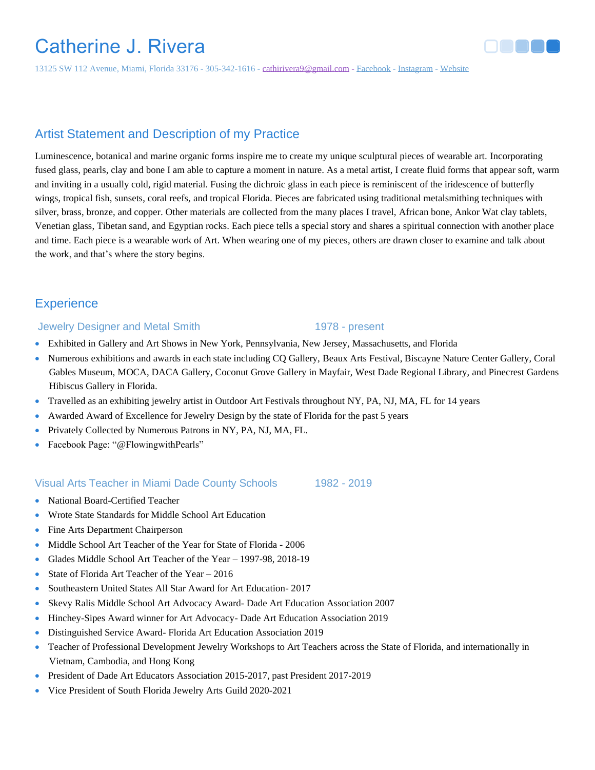# Catherine J. Rivera

13125 SW 112 Avenue, Miami, Florida 33176 - 305-342-1616 - cathirivera9@gmail.com - Facebook - Instagram - Website

## Artist Statement and Description of my Practice

Luminescence, botanical and marine organic forms inspire me to create my unique sculptural pieces of wearable art. Incorporating fused glass, pearls, clay and bone I am able to capture a moment in nature. As a metal artist, I create fluid forms that appear soft, warm and inviting in a usually cold, rigid material. Fusing the dichroic glass in each piece is reminiscent of the iridescence of butterfly wings, tropical fish, sunsets, coral reefs, and tropical Florida. Pieces are fabricated using traditional metalsmithing techniques with silver, brass, bronze, and copper. Other materials are collected from the many places I travel, African bone, Ankor Wat clay tablets, Venetian glass, Tibetan sand, and Egyptian rocks. Each piece tells a special story and shares a spiritual connection with another place and time. Each piece is a wearable work of Art. When wearing one of my pieces, others are drawn closer to examine and talk about the work, and that's where the story begins.

## Experience

### Jewelry Designer and Metal Smith — 1978 - present

- Exhibited in Gallery and Art Shows in New York, Pennsylvania, New Jersey, Massachusetts, and Florida
- Numerous exhibitions and awards in each state including CQ Gallery, Beaux Arts Festival, Biscayne Nature Center Gallery, Coral Gables Museum, MOCA, DACA Gallery, Coconut Grove Gallery in Mayfair, West Dade Regional Library, and Pinecrest Gardens Hibiscus Gallery in Florida.
- Travelled as an exhibiting jewelry artist in Outdoor Art Festivals throughout NY, PA, NJ, MA, FL for 14 years
- Awarded Award of Excellence for Jewelry Design by the state of Florida for the past 5 years
- Privately Collected by Numerous Patrons in NY, PA, NJ, MA, FL.
- Facebook Page: "@FlowingwithPearls"

### Visual Arts Teacher in Miami Dade County Schools — 1982 - 2019

- National Board-Certified Teacher
- Wrote State Standards for Middle School Art Education
- Fine Arts Department Chairperson
- Middle School Art Teacher of the Year for State of Florida - 2006
- Glades Middle School Art Teacher of the Year – 1997-98, 2018-19
- State of Florida Art Teacher of the Year – 2016
- Southeastern United States All Star Award for Art Education- 2017
- Skevy Ralis Middle School Art Advocacy Award- Dade Art Education Association 2007
- Hinchey-Sipes Award winner for Art Advocacy- Dade Art Education Association 2019
- Distinguished Service Award- Florida Art Education Association 2019
- Teacher of Professional Development Jewelry Workshops to Art Teachers across the State of Florida, and internationally in Vietnam, Cambodia, and Hong Kong
- President of Dade Art Educators Association 2015-2017, past President 2017-2019
- Vice President of South Florida Jewelry Arts Guild 2020-2021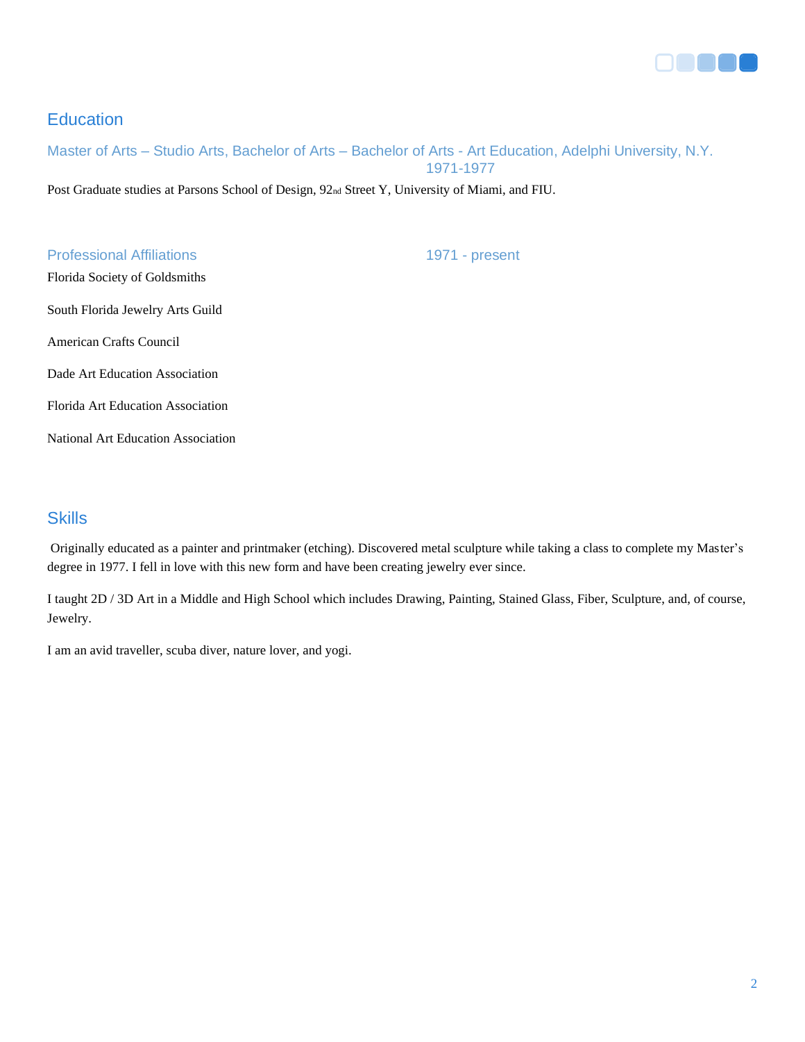## Education

### Master of Arts – Studio Arts, Bachelor of Arts – Bachelor of Arts - Art Education, Adelphi University, N.Y. 1971-1977

Post Graduate studies at Parsons School of Design, 92nd Street Y, University of Miami, and FIU.

### Professional Affiliations 1971 - present

Florida Society of Goldsmiths

South Florida Jewelry Arts Guild

American Crafts Council

Dade Art Education Association

Florida Art Education Association

National Art Education Association

## Skills

Originally educated as a painter and printmaker (etching). Discovered metal sculpture while taking a class to complete my Master's degree in 1977. I fell in love with this new form and have been creating jewelry ever since.

I taught 2D / 3D Art in a Middle and High School which includes Drawing, Painting, Stained Glass, Fiber, Sculpture, and, of course, Jewelry.

I am an avid traveller, scuba diver, nature lover, and yogi.